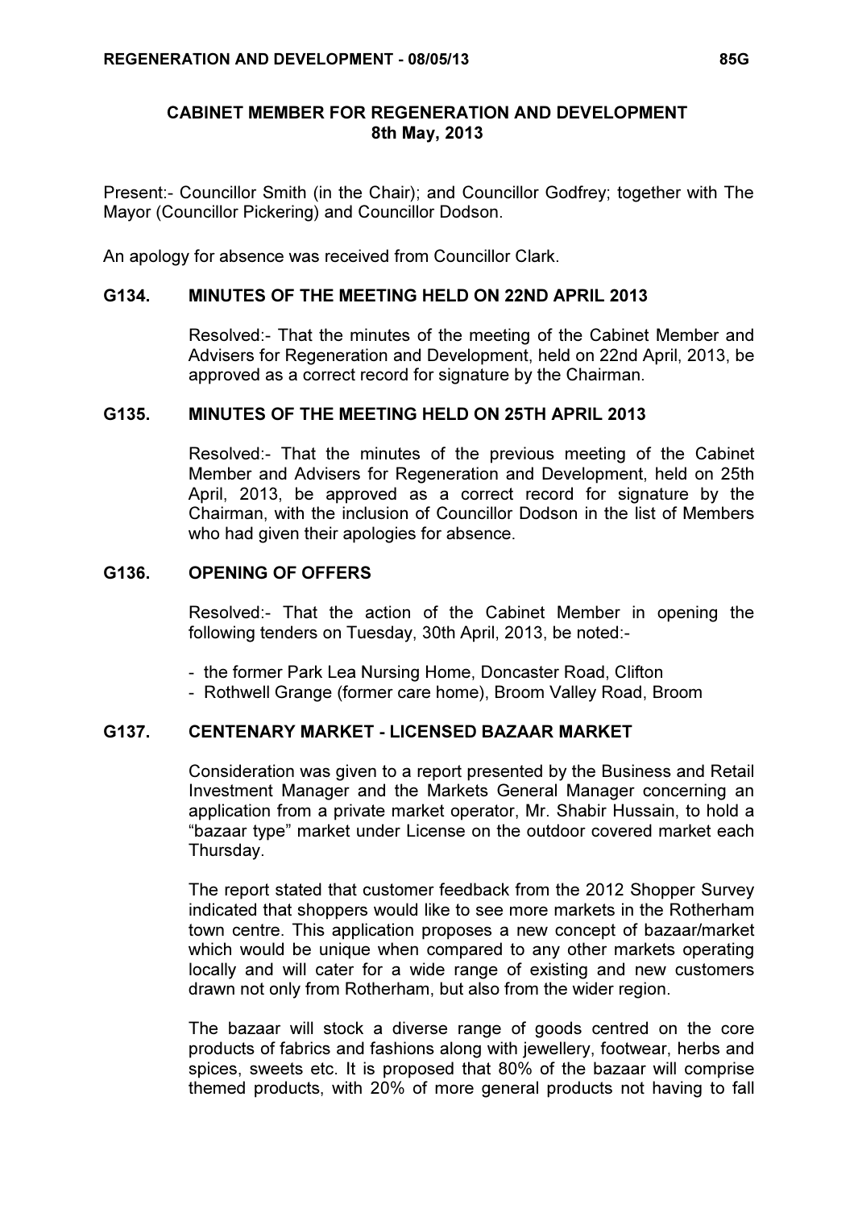# CABINET MEMBER FOR REGENERATION AND DEVELOPMENT
## 8th May, 2013

Present:- Councillor Smith (in the Chair); and Councillor Godfrey; together with The Mayor (Councillor Pickering) and Councillor Dodson.

An apology for absence was received from Councillor Clark.

### G134. MINUTES OF THE MEETING HELD ON 22ND APRIL 2013

Resolved:- That the minutes of the meeting of the Cabinet Member and Advisers for Regeneration and Development, held on 22nd April, 2013, be approved as a correct record for signature by the Chairman.

### G135. MINUTES OF THE MEETING HELD ON 25TH APRIL 2013

Resolved:- That the minutes of the previous meeting of the Cabinet Member and Advisers for Regeneration and Development, held on 25th April, 2013, be approved as a correct record for signature by the Chairman, with the inclusion of Councillor Dodson in the list of Members who had given their apologies for absence.

### G136. OPENING OF OFFERS

Resolved:- That the action of the Cabinet Member in opening the following tenders on Tuesday, 30th April, 2013, be noted:-

- the former Park Lea Nursing Home, Doncaster Road, Clifton
- Rothwell Grange (former care home), Broom Valley Road, Broom

### G137. CENTENARY MARKET - LICENSED BAZAAR MARKET

Consideration was given to a report presented by the Business and Retail Investment Manager and the Markets General Manager concerning an application from a private market operator, Mr. Shabir Hussain, to hold a "bazaar type" market under License on the outdoor covered market each Thursday.

The report stated that customer feedback from the 2012 Shopper Survey indicated that shoppers would like to see more markets in the Rotherham town centre. This application proposes a new concept of bazaar/market which would be unique when compared to any other markets operating locally and will cater for a wide range of existing and new customers drawn not only from Rotherham, but also from the wider region.

The bazaar will stock a diverse range of goods centred on the core products of fabrics and fashions along with jewellery, footwear, herbs and spices, sweets etc. It is proposed that 80% of the bazaar will comprise themed products, with 20% of more general products not having to fall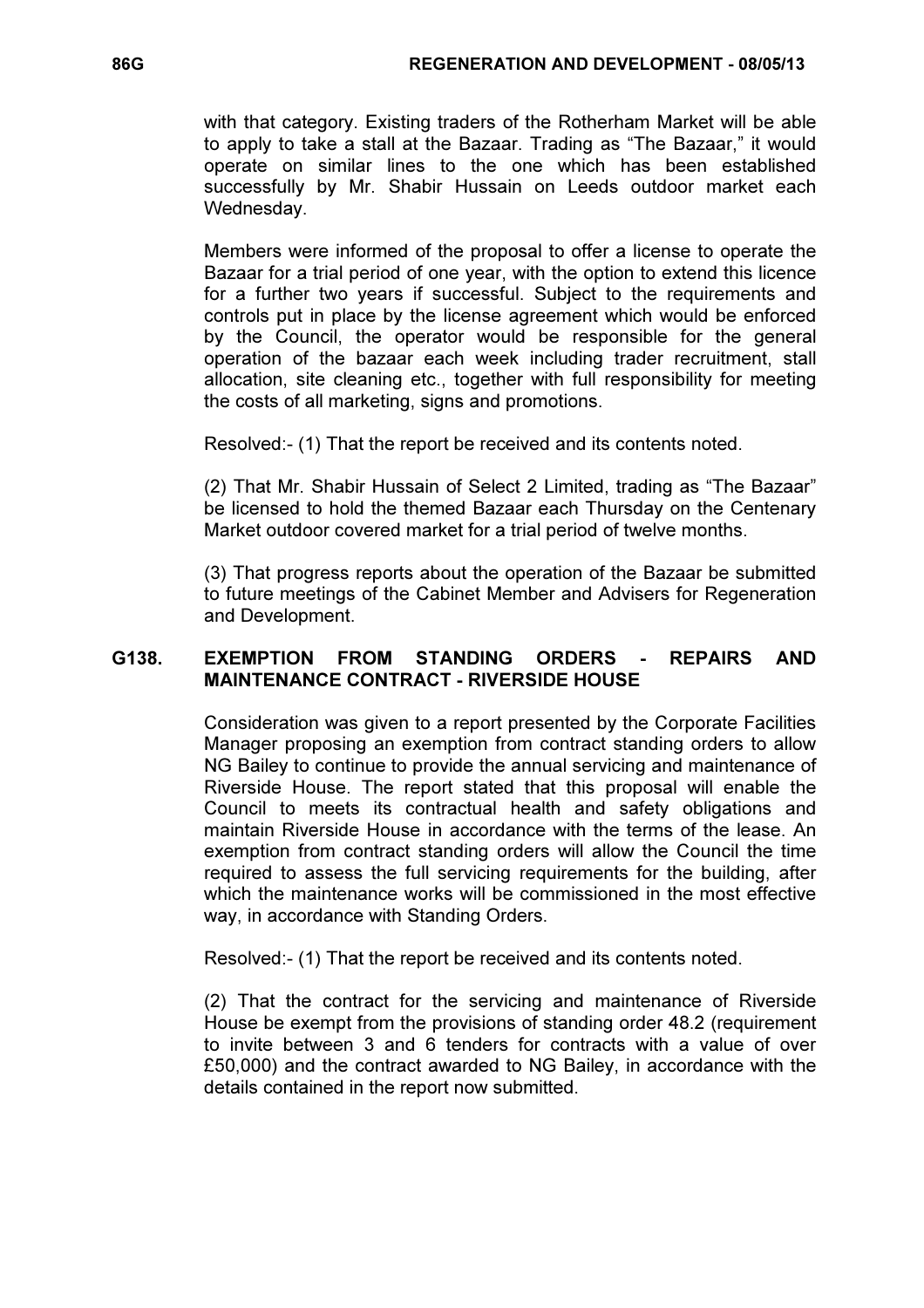with that category. Existing traders of the Rotherham Market will be able to apply to take a stall at the Bazaar. Trading as "The Bazaar," it would operate on similar lines to the one which has been established successfully by Mr. Shabir Hussain on Leeds outdoor market each Wednesday.

Members were informed of the proposal to offer a license to operate the Bazaar for a trial period of one year, with the option to extend this licence for a further two years if successful. Subject to the requirements and controls put in place by the license agreement which would be enforced by the Council, the operator would be responsible for the general operation of the bazaar each week including trader recruitment, stall allocation, site cleaning etc., together with full responsibility for meeting the costs of all marketing, signs and promotions.

Resolved:- (1) That the report be received and its contents noted.

(2) That Mr. Shabir Hussain of Select 2 Limited, trading as "The Bazaar" be licensed to hold the themed Bazaar each Thursday on the Centenary Market outdoor covered market for a trial period of twelve months.

(3) That progress reports about the operation of the Bazaar be submitted to future meetings of the Cabinet Member and Advisers for Regeneration and Development.

## G138. EXEMPTION FROM STANDING ORDERS - REPAIRS AND MAINTENANCE CONTRACT - RIVERSIDE HOUSE

Consideration was given to a report presented by the Corporate Facilities Manager proposing an exemption from contract standing orders to allow NG Bailey to continue to provide the annual servicing and maintenance of Riverside House. The report stated that this proposal will enable the Council to meets its contractual health and safety obligations and maintain Riverside House in accordance with the terms of the lease. An exemption from contract standing orders will allow the Council the time required to assess the full servicing requirements for the building, after which the maintenance works will be commissioned in the most effective way, in accordance with Standing Orders.

Resolved:- (1) That the report be received and its contents noted.

(2) That the contract for the servicing and maintenance of Riverside House be exempt from the provisions of standing order 48.2 (requirement to invite between 3 and 6 tenders for contracts with a value of over £50,000) and the contract awarded to NG Bailey, in accordance with the details contained in the report now submitted.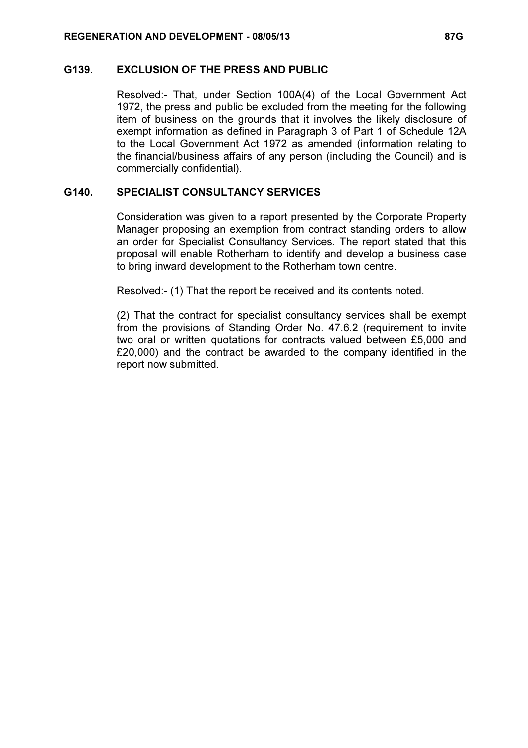## G139. EXCLUSION OF THE PRESS AND PUBLIC

Resolved:- That, under Section 100A(4) of the Local Government Act 1972, the press and public be excluded from the meeting for the following item of business on the grounds that it involves the likely disclosure of exempt information as defined in Paragraph 3 of Part 1 of Schedule 12A to the Local Government Act 1972 as amended (information relating to the financial/business affairs of any person (including the Council) and is commercially confidential).

## G140. SPECIALIST CONSULTANCY SERVICES

Consideration was given to a report presented by the Corporate Property Manager proposing an exemption from contract standing orders to allow an order for Specialist Consultancy Services. The report stated that this proposal will enable Rotherham to identify and develop a business case to bring inward development to the Rotherham town centre.

Resolved:- (1) That the report be received and its contents noted.

(2) That the contract for specialist consultancy services shall be exempt from the provisions of Standing Order No. 47.6.2 (requirement to invite two oral or written quotations for contracts valued between £5,000 and £20,000) and the contract be awarded to the company identified in the report now submitted.